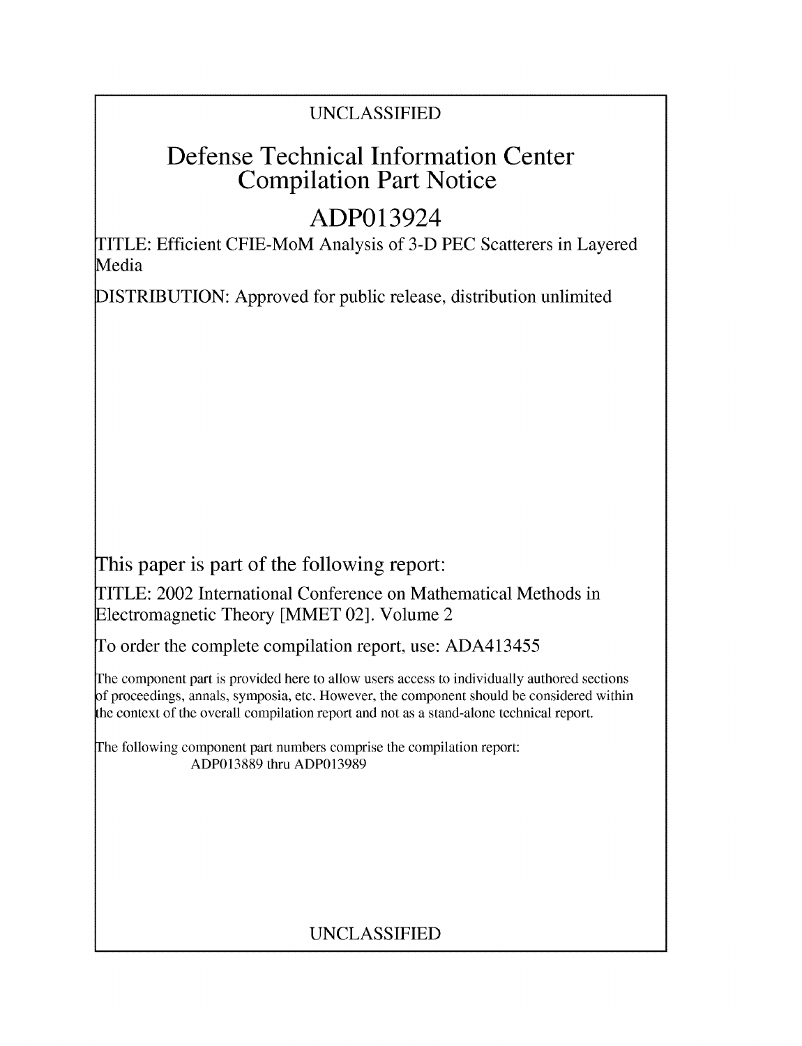UNCLASSIFIED

# Defense Technical Information Center Compilation Part Notice

# ADP013924

TITLE: Efficient CFIE-MoM Analysis of 3-D PEC Scatterers in Layered Media

DISTRIBUTION: Approved for public release, distribution unlimited

This paper is part of the following report:

TITLE: 2002 International Conference on Mathematical Methods in Electromagnetic Theory [MMET 02]. Volume 2

To order the complete compilation report, use: ADA413455

The component part is provided here to allow users access to individually authored sections of proceedings, annals, symposia, etc. However, the component should be considered within the context of the overall compilation report and not as a stand-alone technical report.

The following component part numbers comprise the compilation report:
ADP013889 thru ADP013989

UNCLASSIFIED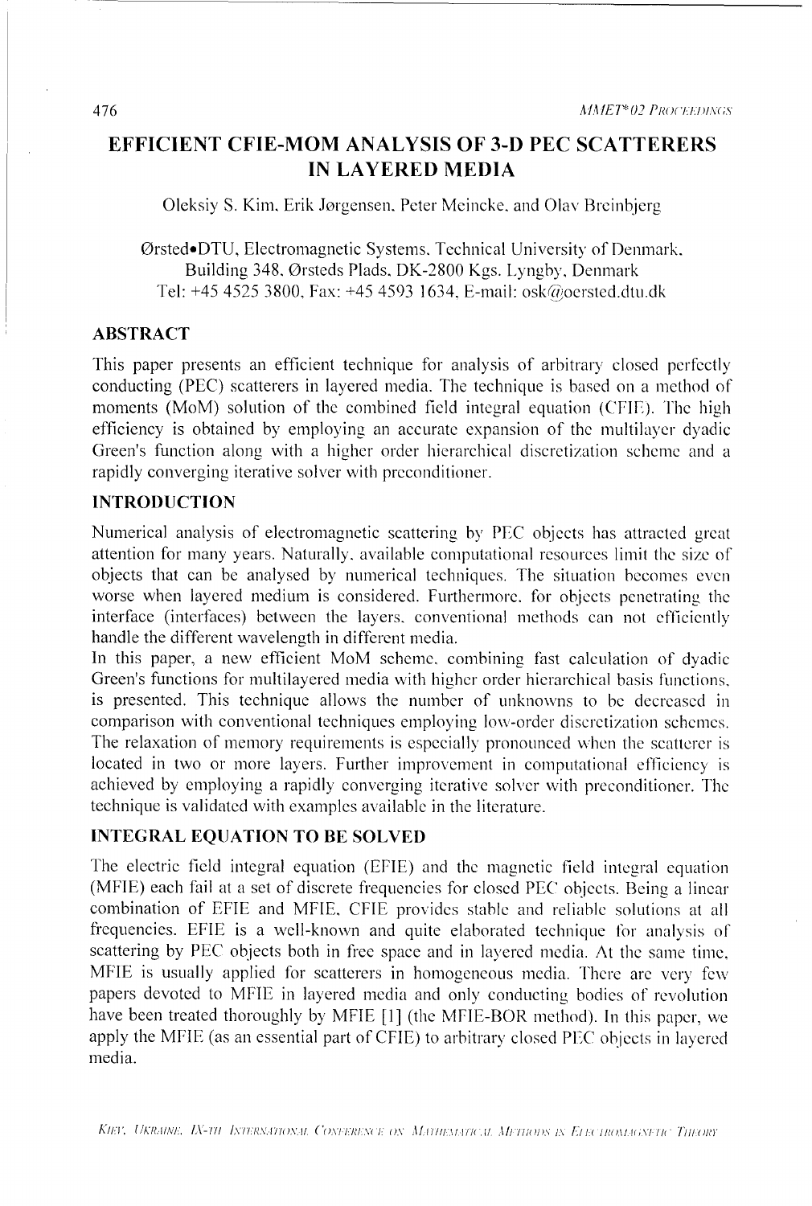# EFFICIENT CFIE-MOM ANALYSIS OF 3-D PEC SCATTERERS IN LAYERED MEDIA

Oleksiy S. Kim, Erik Jørgensen, Peter Meincke, and Olav Breinbjerg

Ørsted•DTU, Electromagnetic Systems, Technical University of Denmark,
Building 348, Ørsteds Plads, DK-2800 Kgs. Lyngby, Denmark
Tel: +45 4525 3800, Fax: +45 4593 1634, E-mail: osk@oersted.dtu.dk

## ABSTRACT

This paper presents an efficient technique for analysis of arbitrary closed perfectly conducting (PEC) scatterers in layered media. The technique is based on a method of moments (MoM) solution of the combined field integral equation (CFIE). The high efficiency is obtained by employing an accurate expansion of the multilayer dyadic Green's function along with a higher order hierarchical discretization scheme and a rapidly converging iterative solver with preconditioner.

## INTRODUCTION

Numerical analysis of electromagnetic scattering by PEC objects has attracted great attention for many years. Naturally, available computational resources limit the size of objects that can be analysed by numerical techniques. The situation becomes even worse when layered medium is considered. Furthermore, for objects penetrating the interface (interfaces) between the layers, conventional methods can not efficiently handle the different wavelength in different media.

In this paper, a new efficient MoM scheme, combining fast calculation of dyadic Green's functions for multilayered media with higher order hierarchical basis functions, is presented. This technique allows the number of unknowns to be decreased in comparison with conventional techniques employing low-order discretization schemes. The relaxation of memory requirements is especially pronounced when the scatterer is located in two or more layers. Further improvement in computational efficiency is achieved by employing a rapidly converging iterative solver with preconditioner. The technique is validated with examples available in the literature.

## INTEGRAL EQUATION TO BE SOLVED

The electric field integral equation (EFIE) and the magnetic field integral equation (MFIE) each fail at a set of discrete frequencies for closed PEC objects. Being a linear combination of EFIE and MFIE, CFIE provides stable and reliable solutions at all frequencies. EFIE is a well-known and quite elaborated technique for analysis of scattering by PEC objects both in free space and in layered media. At the same time, MFIE is usually applied for scatterers in homogeneous media. There are very few papers devoted to MFIE in layered media and only conducting bodies of revolution have been treated thoroughly by MFIE [1] (the MFIE-BOR method). In this paper, we apply the MFIE (as an essential part of CFIE) to arbitrary closed PEC objects in layered media.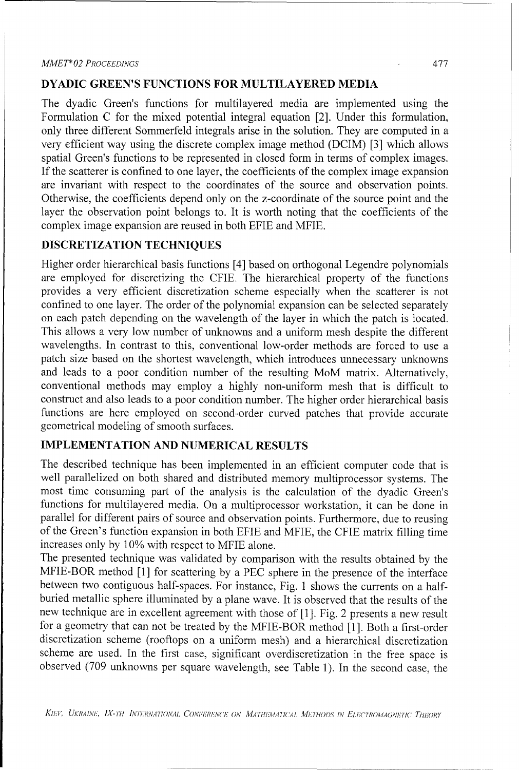## DYADIC GREEN'S FUNCTIONS FOR MULTILAYERED MEDIA

The dyadic Green's functions for multilayered media are implemented using the Formulation C for the mixed potential integral equation [2]. Under this formulation, only three different Sommerfeld integrals arise in the solution. They are computed in a very efficient way using the discrete complex image method (DCIM) [3] which allows spatial Green's functions to be represented in closed form in terms of complex images. If the scatterer is confined to one layer, the coefficients of the complex image expansion are invariant with respect to the coordinates of the source and observation points. Otherwise, the coefficients depend only on the z-coordinate of the source point and the layer the observation point belongs to. It is worth noting that the coefficients of the complex image expansion are reused in both EFIE and MFIE.

## DISCRETIZATION TECHNIQUES

Higher order hierarchical basis functions [4] based on orthogonal Legendre polynomials are employed for discretizing the CFIE. The hierarchical property of the functions provides a very efficient discretization scheme especially when the scatterer is not confined to one layer. The order of the polynomial expansion can be selected separately on each patch depending on the wavelength of the layer in which the patch is located. This allows a very low number of unknowns and a uniform mesh despite the different wavelengths. In contrast to this, conventional low-order methods are forced to use a patch size based on the shortest wavelength, which introduces unnecessary unknowns and leads to a poor condition number of the resulting MoM matrix. Alternatively, conventional methods may employ a highly non-uniform mesh that is difficult to construct and also leads to a poor condition number. The higher order hierarchical basis functions are here employed on second-order curved patches that provide accurate geometrical modeling of smooth surfaces.

## IMPLEMENTATION AND NUMERICAL RESULTS

The described technique has been implemented in an efficient computer code that is well parallelized on both shared and distributed memory multiprocessor systems. The most time consuming part of the analysis is the calculation of the dyadic Green's functions for multilayered media. On a multiprocessor workstation, it can be done in parallel for different pairs of source and observation points. Furthermore, due to reusing of the Green's function expansion in both EFIE and MFIE, the CFIE matrix filling time increases only by 10% with respect to MFIE alone.

The presented technique was validated by comparison with the results obtained by the MFIE-BOR method [1] for scattering by a PEC sphere in the presence of the interface between two contiguous half-spaces. For instance, Fig. 1 shows the currents on a half-buried metallic sphere illuminated by a plane wave. It is observed that the results of the new technique are in excellent agreement with those of [1]. Fig. 2 presents a new result for a geometry that can not be treated by the MFIE-BOR method [1]. Both a first-order discretization scheme (rooftops on a uniform mesh) and a hierarchical discretization scheme are used. In the first case, significant overdiscretization in the free space is observed (709 unknowns per square wavelength, see Table 1). In the second case, the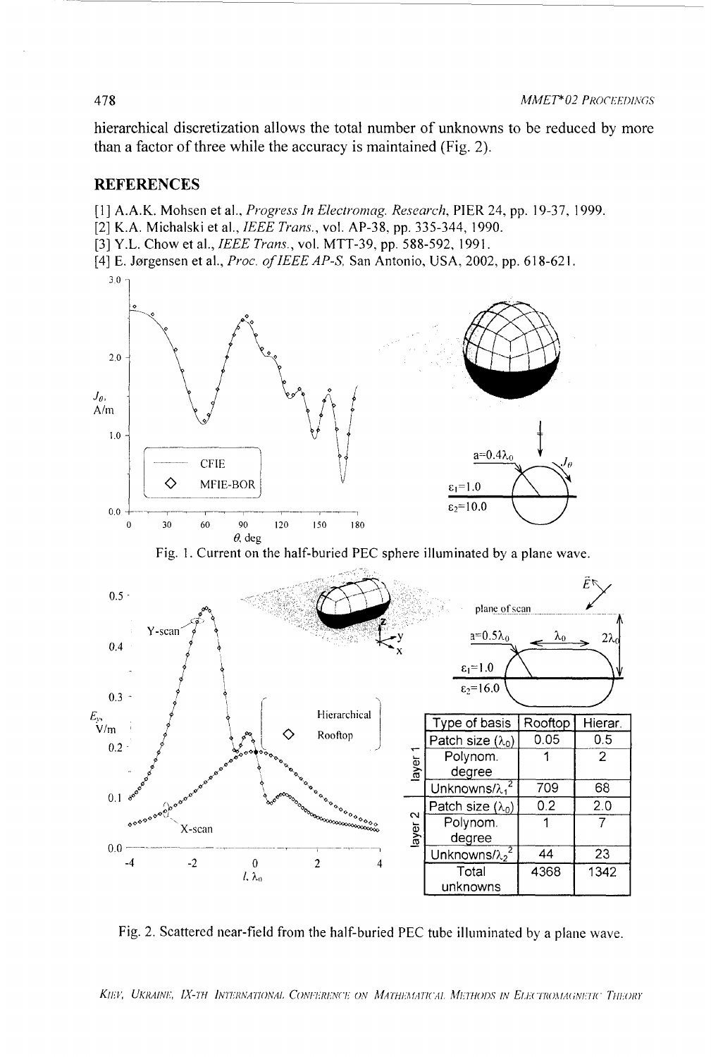hierarchical discretization allows the total number of unknowns to be reduced by more than a factor of three while the accuracy is maintained (Fig. 2).

## REFERENCES

[1] A.A.K. Mohsen et al., *Progress In Electromag. Research*, PIER 24, pp. 19-37, 1999.
[2] K.A. Michalski et al., *IEEE Trans.*, vol. AP-38, pp. 335-344, 1990.
[3] Y.L. Chow et al., *IEEE Trans.*, vol. MTT-39, pp. 588-592, 1991.
[4] E. Jørgensen et al., *Proc. of IEEE AP-S*, San Antonio, USA, 2002, pp. 618-621.

3.0
2.0
$J_\theta$, A/m
1.0
0.0
0 30 60 90 120 150 180
$\theta$, deg
CFIE
MFIE-BOR
$a=0.4\lambda_0$
$J_\theta$
$\varepsilon_1=1.0$
$\varepsilon_2=10.0$

Fig. 1. Current on the half-buried PEC sphere illuminated by a plane wave.

0.5
0.4
0.3
0.2
0.1
0.0
$E_y$, V/m
-4 -2 0 2 4
$l$, $\lambda_0$
Y-scan
X-scan
Hierarchical
Rooftop
z
y
x
$\vec{E}$
plane of scan
$a=0.5\lambda_0$
$\lambda_0$
$2\lambda_0$
$\varepsilon_1=1.0$
$\varepsilon_2=16.0$

| | Type of basis | Rooftop | Hierar. |
|---|---|---|---|
| layer 1 | Patch size ($\lambda_0$) | 0.05 | 0.5 |
| | Polynom. degree | 1 | 2 |
| | Unknowns/$\lambda_1^2$ | 709 | 68 |
| layer 2 | Patch size ($\lambda_0$) | 0.2 | 2.0 |
| | Polynom. degree | 1 | 7 |
| | Unknowns/$\lambda_2^2$ | 44 | 23 |
| | Total unknowns | 4368 | 1342 |

Fig. 2. Scattered near-field from the half-buried PEC tube illuminated by a plane wave.